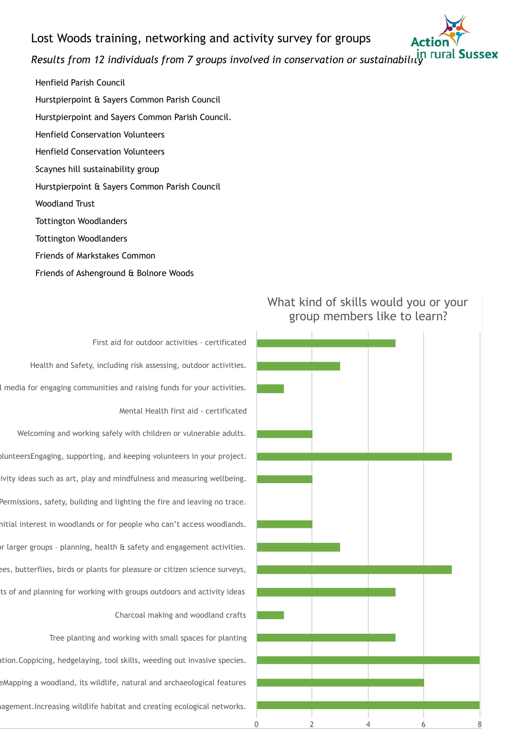# Lost Woods training, networking and activity survey for groups

*Results from 12 individuals from 7 groups involved in conservation or sustainability*

Henfield Parish Council

Hurstpierpoint & Sayers Common Parish Council

Hurstpierpoint and Sayers Common Parish Council.

Henfield Conservation Volunteers

Henfield Conservation Volunteers

Scaynes hill sustainability group

Hurstpierpoint & Sayers Common Parish Council

Woodland Trust

Tottington Woodlanders

Tottington Woodlanders

Friends of Markstakes Common

Friends of Ashenground & Bolnore Woods

## What kind of skills would you or your group members like to learn?

| Skill | Count |
|---|---|
| First aid for outdoor activities – certificated | 5 |
| Health and Safety, including risk assessing, outdoor activities. | 3 |
| …l media for engaging communities and raising funds for your activities. | 1 |
| Mental Health first aid - certificated | 0 |
| Welcoming and working safely with children or vulnerable adults. | 2 |
| …olunteersEngaging, supporting, and keeping volunteers in your project. | 7 |
| …ivity ideas such as art, play and mindfulness and measuring wellbeing. | 2 |
| …Permissions, safety, building and lighting the fire and leaving no trace. | 0 |
| …nitial interest in woodlands or for people who can't access woodlands. | 2 |
| …or larger groups – planning, health & safety and engagement activities. | 3 |
| …ees, butterflies, birds or plants for pleasure or citizen science surveys, | 7 |
| …ts of and planning for working with groups outdoors and activity ideas | 5 |
| Charcoal making and woodland crafts | 1 |
| Tree planting and working with small spaces for planting | 5 |
| …ation.Coppicing, hedgelaying, tool skills, weeding out invasive species. | 8 |
| …eMapping a woodland, its wildlife, natural and archaeological features | 6 |
| …agement.Increasing wildlife habitat and creating ecological networks. | 8 |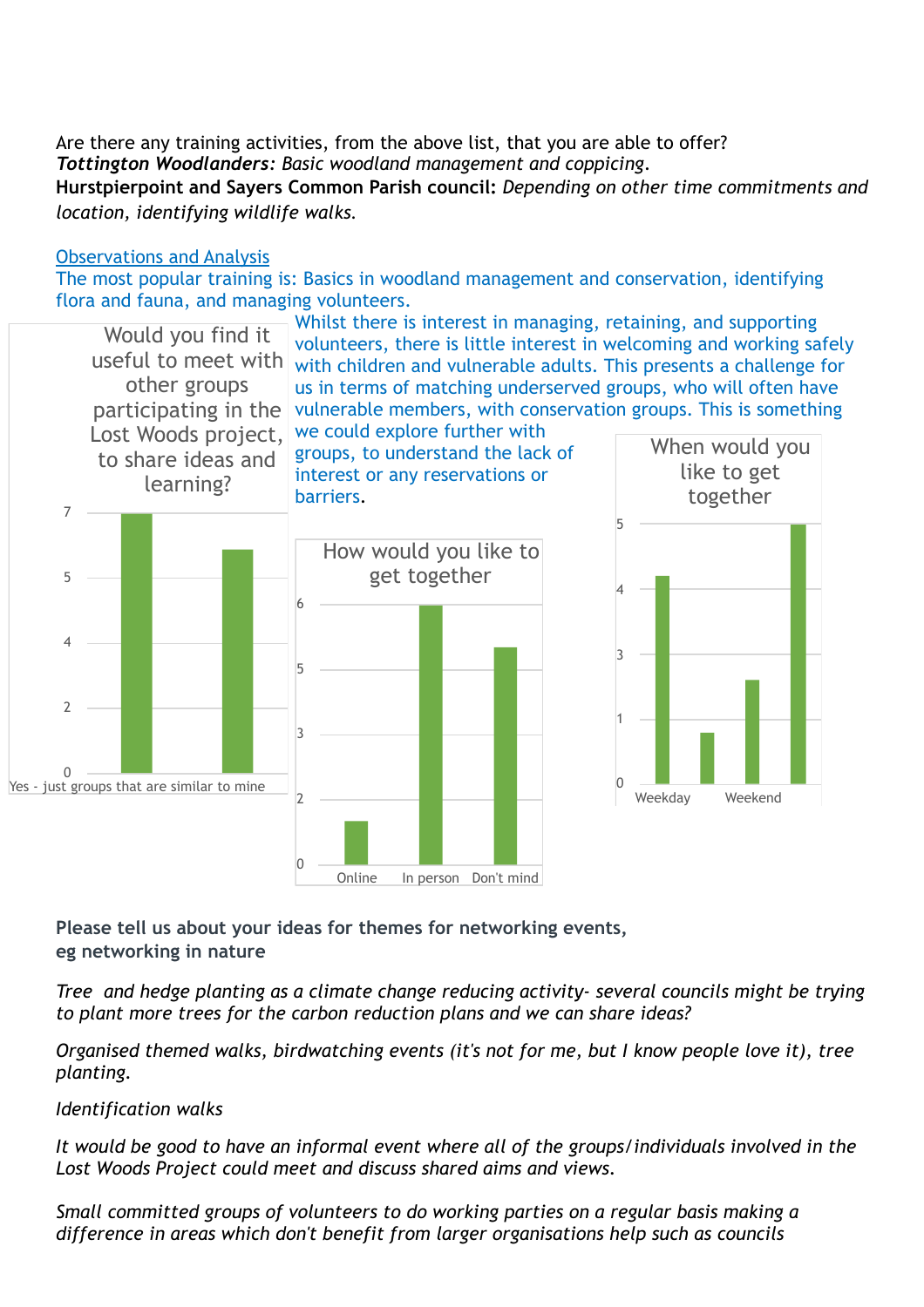Are there any training activities, from the above list, that you are able to offer?

***Tottington Woodlanders:*** *Basic woodland management and coppicing.*

**Hurstpierpoint and Sayers Common Parish council:** *Depending on other time commitments and location, identifying wildlife walks.*

Observations and Analysis

The most popular training is: Basics in woodland management and conservation, identifying flora and fauna, and managing volunteers.

Whilst there is interest in managing, retaining, and supporting volunteers, there is little interest in welcoming and working safely with children and vulnerable adults. This presents a challenge for us in terms of matching underserved groups, who will often have vulnerable members, with conservation groups. This is something we could explore further with groups, to understand the lack of interest or any reservations or barriers.

Would you find it useful to meet with other groups participating in the Lost Woods project, to share ideas and learning?

Yes - just groups that are similar to mine

How would you like to get together

Online | In person | Don't mind

When would you like to get together

Weekday | Weekend

**Please tell us about your ideas for themes for networking events, eg networking in nature**

*Tree and hedge planting as a climate change reducing activity- several councils might be trying to plant more trees for the carbon reduction plans and we can share ideas?*

*Organised themed walks, birdwatching events (it's not for me, but I know people love it), tree planting.*

*Identification walks*

*It would be good to have an informal event where all of the groups/individuals involved in the Lost Woods Project could meet and discuss shared aims and views.*

*Small committed groups of volunteers to do working parties on a regular basis making a difference in areas which don't benefit from larger organisations help such as councils*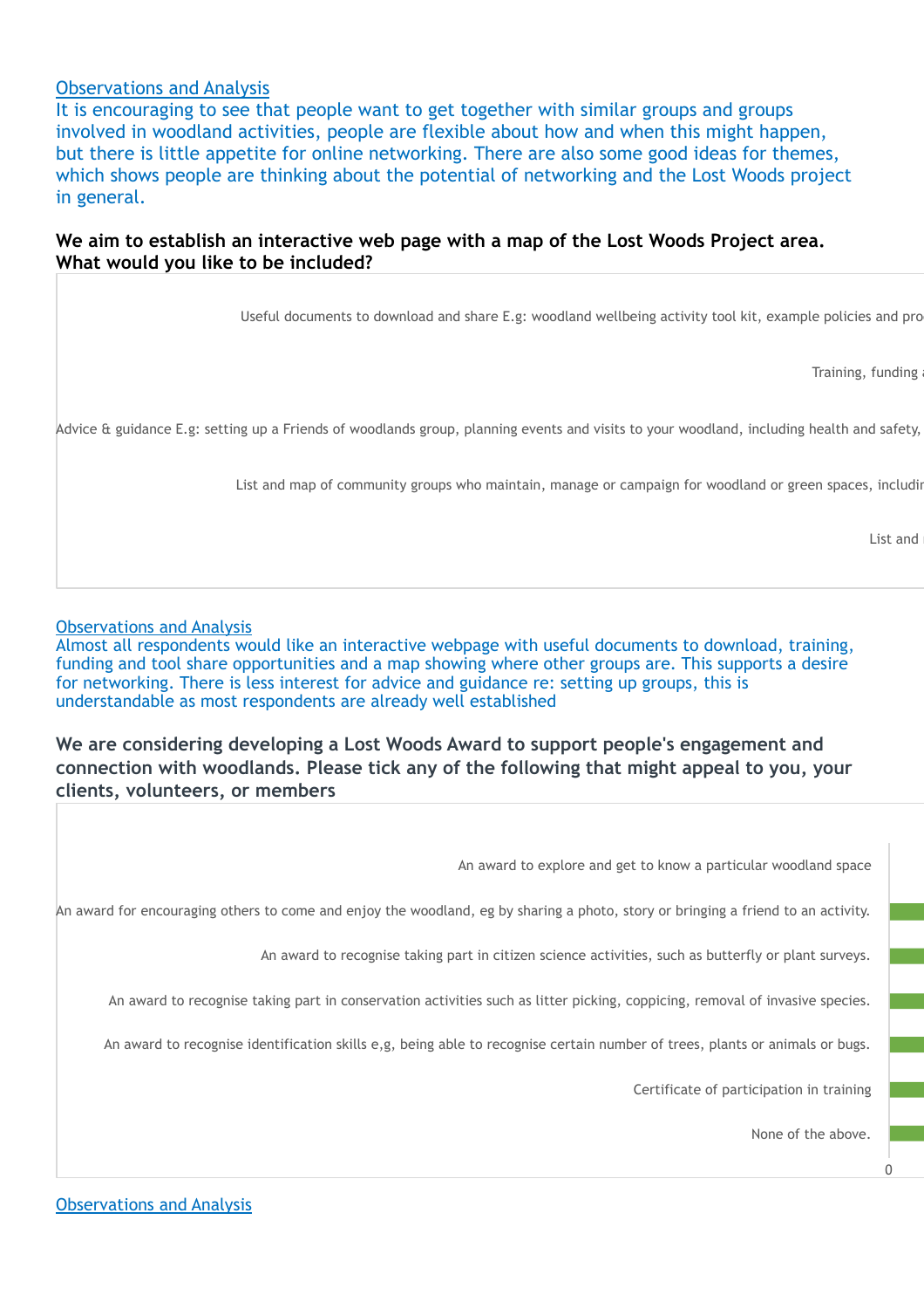Observations and Analysis

It is encouraging to see that people want to get together with similar groups and groups involved in woodland activities, people are flexible about how and when this might happen, but there is little appetite for online networking. There are also some good ideas for themes, which shows people are thinking about the potential of networking and the Lost Woods project in general.

**We aim to establish an interactive web page with a map of the Lost Woods Project area. What would you like to be included?**

Useful documents to download and share E.g: woodland wellbeing activity tool kit, example policies and pro

Training, funding

Advice & guidance E.g: setting up a Friends of woodlands group, planning events and visits to your woodland, including health and safety,

List and map of community groups who maintain, manage or campaign for woodland or green spaces, includin

List and

Observations and Analysis

Almost all respondents would like an interactive webpage with useful documents to download, training, funding and tool share opportunities and a map showing where other groups are. This supports a desire for networking. There is less interest for advice and guidance re: setting up groups, this is understandable as most respondents are already well established

**We are considering developing a Lost Woods Award to support people's engagement and connection with woodlands. Please tick any of the following that might appeal to you, your clients, volunteers, or members**

An award to explore and get to know a particular woodland space

An award for encouraging others to come and enjoy the woodland, eg by sharing a photo, story or bringing a friend to an activity.

An award to recognise taking part in citizen science activities, such as butterfly or plant surveys.

An award to recognise taking part in conservation activities such as litter picking, coppicing, removal of invasive species.

An award to recognise identification skills e,g, being able to recognise certain number of trees, plants or animals or bugs.

Certificate of participation in training

None of the above.

0

Observations and Analysis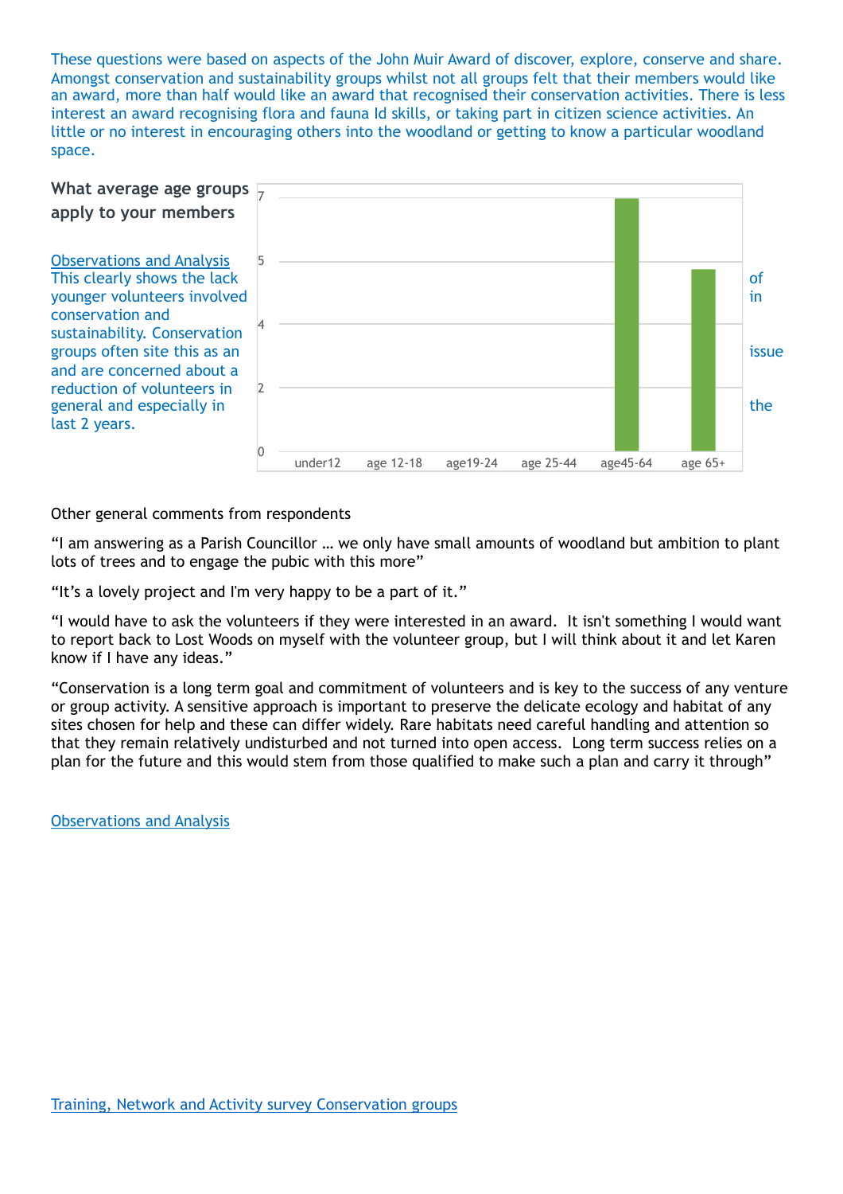These questions were based on aspects of the John Muir Award of discover, explore, conserve and share. Amongst conservation and sustainability groups whilst not all groups felt that their members would like an award, more than half would like an award that recognised their conservation activities. There is less interest an award recognising flora and fauna Id skills, or taking part in citizen science activities. An little or no interest in encouraging others into the woodland or getting to know a particular woodland space.

**What average age groups apply to your members**

Observations and Analysis
This clearly shows the lack of younger volunteers involved in conservation and sustainability. Conservation groups often site this as an issue and are concerned about a reduction of volunteers in general and especially in the last 2 years.

7
5
4
2
0
under12
age 12-18
age19-24
age 25-44
age45-64
age 65+

Other general comments from respondents

"I am answering as a Parish Councillor … we only have small amounts of woodland but ambition to plant lots of trees and to engage the pubic with this more"

"It's a lovely project and I'm very happy to be a part of it."

"I would have to ask the volunteers if they were interested in an award. It isn't something I would want to report back to Lost Woods on myself with the volunteer group, but I will think about it and let Karen know if I have any ideas."

"Conservation is a long term goal and commitment of volunteers and is key to the success of any venture or group activity. A sensitive approach is important to preserve the delicate ecology and habitat of any sites chosen for help and these can differ widely. Rare habitats need careful handling and attention so that they remain relatively undisturbed and not turned into open access. Long term success relies on a plan for the future and this would stem from those qualified to make such a plan and carry it through"

Observations and Analysis

Training, Network and Activity survey Conservation groups